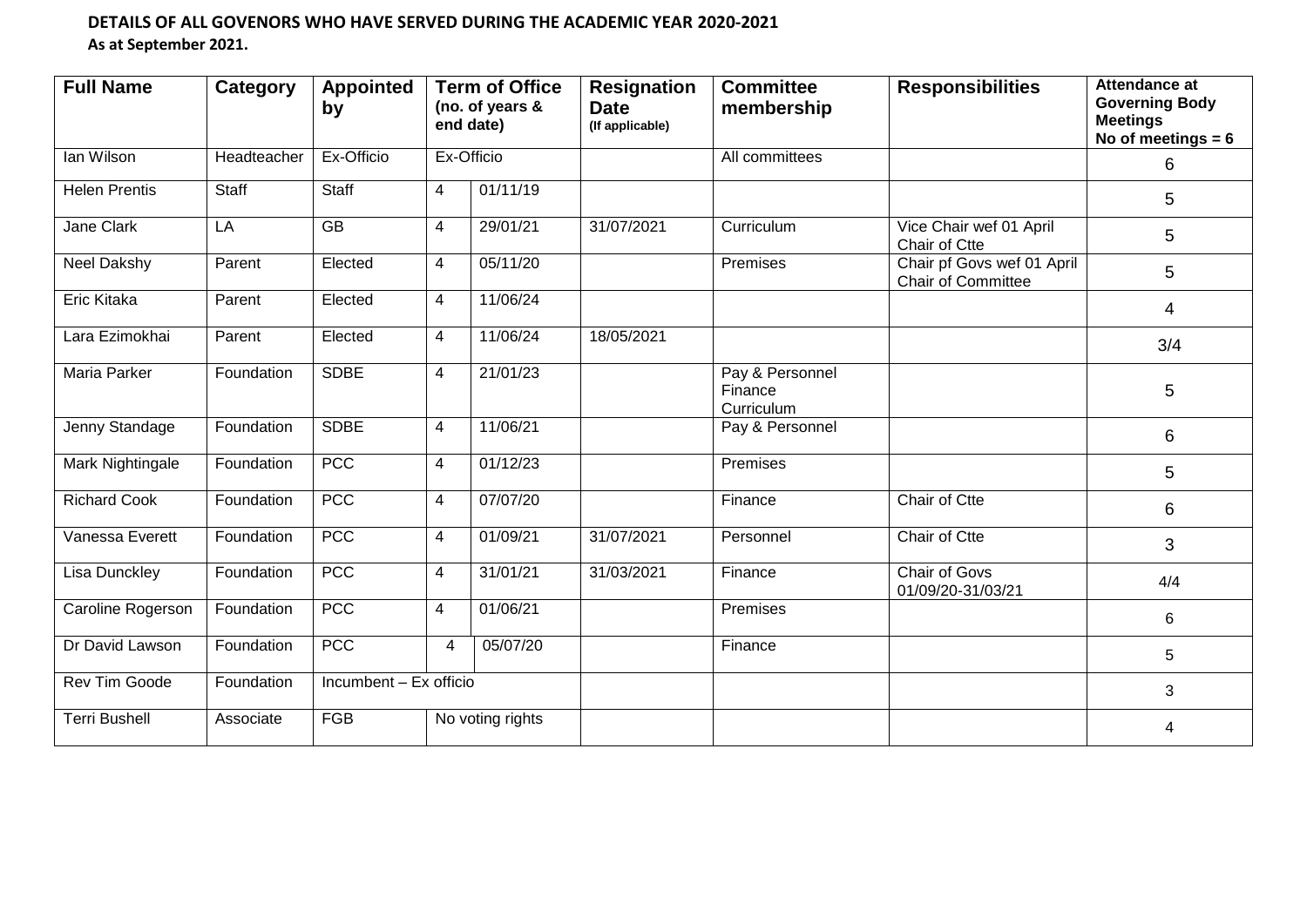**DETAILS OF ALL GOVENORS WHO HAVE SERVED DURING THE ACADEMIC YEAR 2020-2021**

**As at September 2021.**

| Full Name | Category | Appointed by | Term of Office (no. of years & end date) | | Resignation Date (If applicable) | Committee membership | Responsibilities | Attendance at Governing Body Meetings No of meetings = 6 |
|---|---|---|---|---|---|---|---|---|
| Ian Wilson | Headteacher | Ex-Officio | Ex-Officio | | | All committees | | 6 |
| Helen Prentis | Staff | Staff | 4 | 01/11/19 | | | | 5 |
| Jane Clark | LA | GB | 4 | 29/01/21 | 31/07/2021 | Curriculum | Vice Chair wef 01 April Chair of Ctte | 5 |
| Neel Dakshy | Parent | Elected | 4 | 05/11/20 | | Premises | Chair pf Govs wef 01 April Chair of Committee | 5 |
| Eric Kitaka | Parent | Elected | 4 | 11/06/24 | | | | 4 |
| Lara Ezimokhai | Parent | Elected | 4 | 11/06/24 | 18/05/2021 | | | 3/4 |
| Maria Parker | Foundation | SDBE | 4 | 21/01/23 | | Pay & Personnel Finance Curriculum | | 5 |
| Jenny Standage | Foundation | SDBE | 4 | 11/06/21 | | Pay & Personnel | | 6 |
| Mark Nightingale | Foundation | PCC | 4 | 01/12/23 | | Premises | | 5 |
| Richard Cook | Foundation | PCC | 4 | 07/07/20 | | Finance | Chair of Ctte | 6 |
| Vanessa Everett | Foundation | PCC | 4 | 01/09/21 | 31/07/2021 | Personnel | Chair of Ctte | 3 |
| Lisa Dunckley | Foundation | PCC | 4 | 31/01/21 | 31/03/2021 | Finance | Chair of Govs 01/09/20-31/03/21 | 4/4 |
| Caroline Rogerson | Foundation | PCC | 4 | 01/06/21 | | Premises | | 6 |
| Dr David Lawson | Foundation | PCC | 4 | 05/07/20 | | Finance | | 5 |
| Rev Tim Goode | Foundation | Incumbent – Ex officio | | | | | | 3 |
| Terri Bushell | Associate | FGB | No voting rights | | | | | 4 |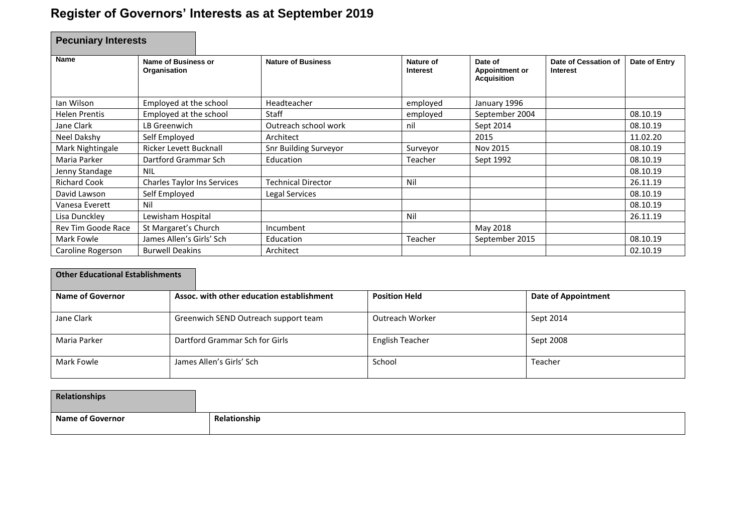# Register of Governors' Interests as at September 2019

## Pecuniary Interests

| Name | Name of Business or Organisation | Nature of Business | Nature of Interest | Date of Appointment or Acquisition | Date of Cessation of Interest | Date of Entry |
|---|---|---|---|---|---|---|
| Ian Wilson | Employed at the school | Headteacher | employed | January 1996 | | |
| Helen Prentis | Employed at the school | Staff | employed | September 2004 | | 08.10.19 |
| Jane Clark | LB Greenwich | Outreach school work | nil | Sept 2014 | | 08.10.19 |
| Neel Dakshy | Self Employed | Architect | | 2015 | | 11.02.20 |
| Mark Nightingale | Ricker Levett Bucknall | Snr Building Surveyor | Surveyor | Nov 2015 | | 08.10.19 |
| Maria Parker | Dartford Grammar Sch | Education | Teacher | Sept 1992 | | 08.10.19 |
| Jenny Standage | NIL | | | | | 08.10.19 |
| Richard Cook | Charles Taylor Ins Services | Technical Director | Nil | | | 26.11.19 |
| David Lawson | Self Employed | Legal Services | | | | 08.10.19 |
| Vanesa Everett | Nil | | | | | 08.10.19 |
| Lisa Dunckley | Lewisham Hospital | | Nil | | | 26.11.19 |
| Rev Tim Goode Race | St Margaret's Church | Incumbent | | May 2018 | | |
| Mark Fowle | James Allen's Girls' Sch | Education | Teacher | September 2015 | | 08.10.19 |
| Caroline Rogerson | Burwell Deakins | Architect | | | | 02.10.19 |

## Other Educational Establishments

| Name of Governor | Assoc. with other education establishment | Position Held | Date of Appointment |
|---|---|---|---|
| Jane Clark | Greenwich SEND Outreach support team | Outreach Worker | Sept 2014 |
| Maria Parker | Dartford Grammar Sch for Girls | English Teacher | Sept 2008 |
| Mark Fowle | James Allen's Girls' Sch | School | Teacher |

## Relationships

| Name of Governor | Relationship |
|---|---|